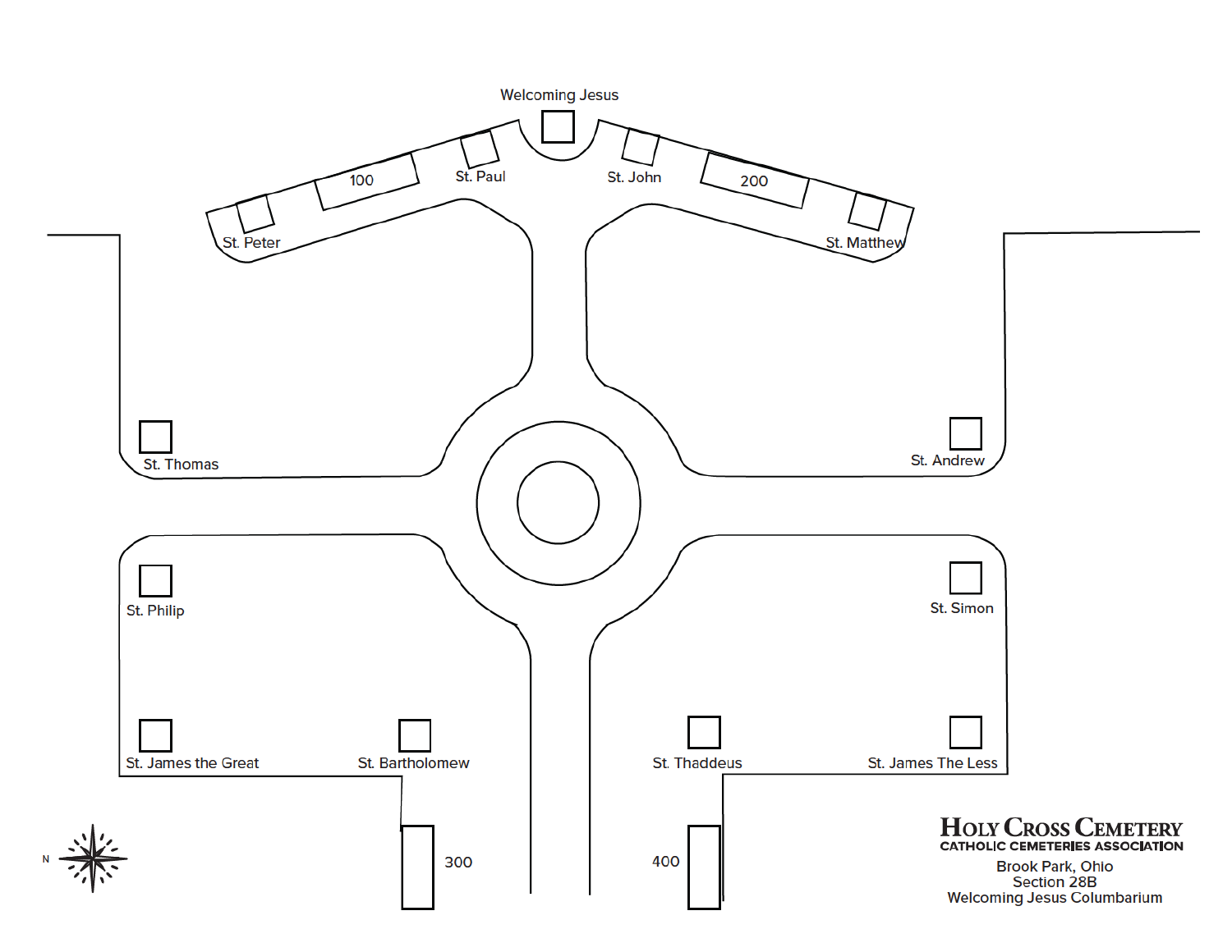Welcoming Jesus

St. Peter

100

St. Paul

St. John

200

St. Matthew

St. Thomas

St. Andrew

St. Philip

St. Simon

St. James the Great

St. Bartholomew

St. Thaddeus

St. James The Less

300

400

N

**HOLY CROSS CEMETERY**
**CATHOLIC CEMETERIES ASSOCIATION**

Brook Park, Ohio
Section 28B
Welcoming Jesus Columbarium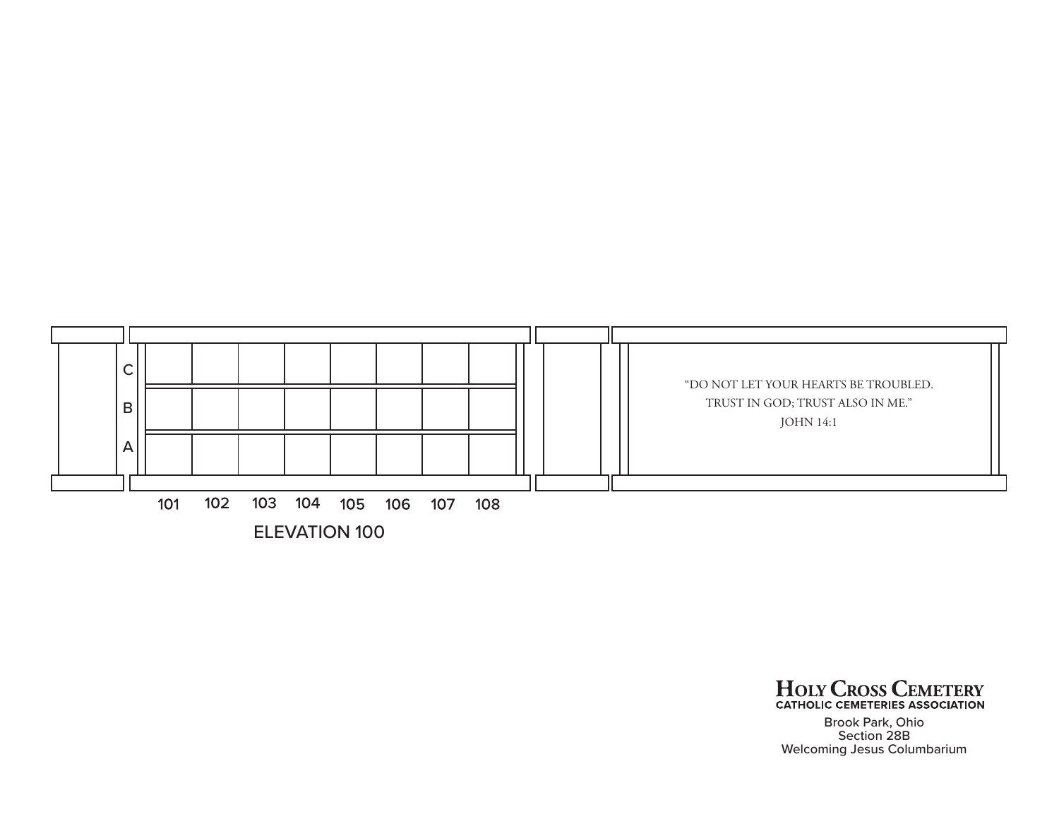| | 101 | 102 | 103 | 104 | 105 | 106 | 107 | 108 |
|---|---|---|---|---|---|---|---|---|
| C | | | | | | | | |
| B | | | | | | | | |
| A | | | | | | | | |

ELEVATION 100

"DO NOT LET YOUR HEARTS BE TROUBLED.
TRUST IN GOD; TRUST ALSO IN ME."
JOHN 14:1

**HOLY CROSS CEMETERY**
**CATHOLIC CEMETERIES ASSOCIATION**

Brook Park, Ohio
Section 28B
Welcoming Jesus Columbarium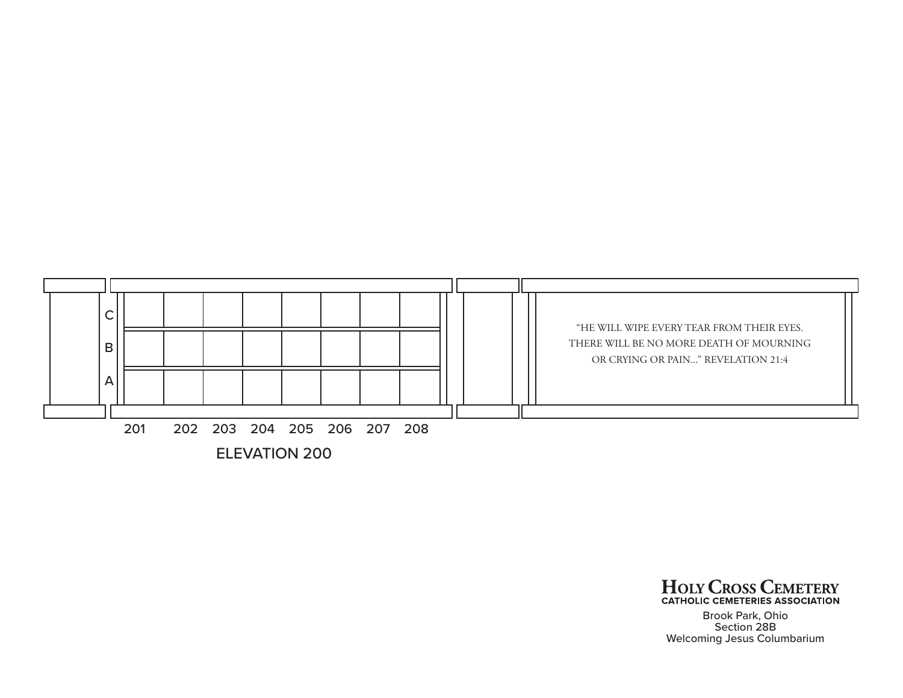C

B

A

201 202 203 204 205 206 207 208

ELEVATION 200

"HE WILL WIPE EVERY TEAR FROM THEIR EYES.
THERE WILL BE NO MORE DEATH OF MOURNING
OR CRYING OR PAIN..." REVELATION 21:4

**HOLY CROSS CEMETERY**
**CATHOLIC CEMETERIES ASSOCIATION**

Brook Park, Ohio
Section 28B
Welcoming Jesus Columbarium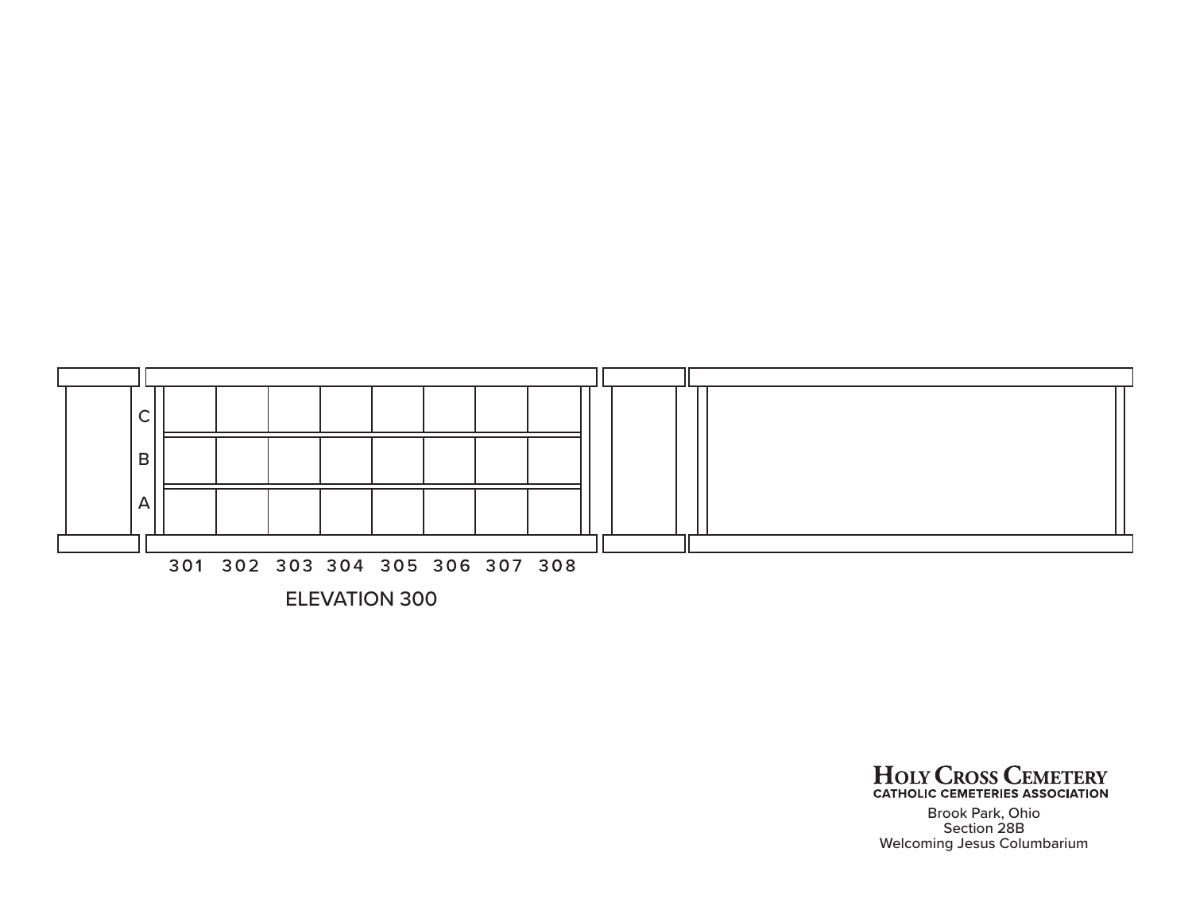| | 301 | 302 | 303 | 304 | 305 | 306 | 307 | 308 |
|---|---|---|---|---|---|---|---|---|
| C | | | | | | | | |
| B | | | | | | | | |
| A | | | | | | | | |

ELEVATION 300

**HOLY CROSS CEMETERY**
**CATHOLIC CEMETERIES ASSOCIATION**

Brook Park, Ohio
Section 28B
Welcoming Jesus Columbarium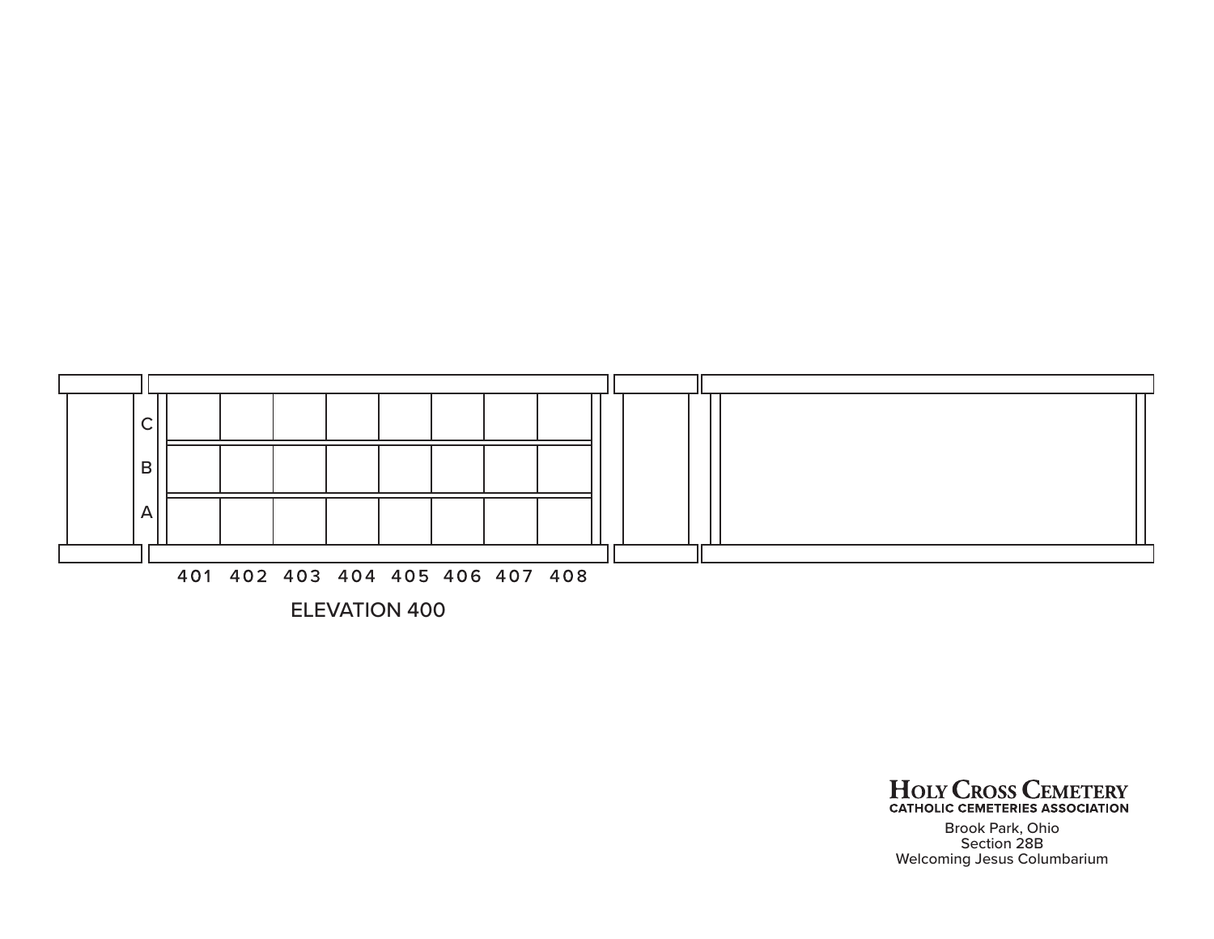| | 401 | 402 | 403 | 404 | 405 | 406 | 407 | 408 |
|---|---|---|---|---|---|---|---|---|
| C | | | | | | | | |
| B | | | | | | | | |
| A | | | | | | | | |

ELEVATION 400

**HOLY CROSS CEMETERY**
**CATHOLIC CEMETERIES ASSOCIATION**

Brook Park, Ohio
Section 28B
Welcoming Jesus Columbarium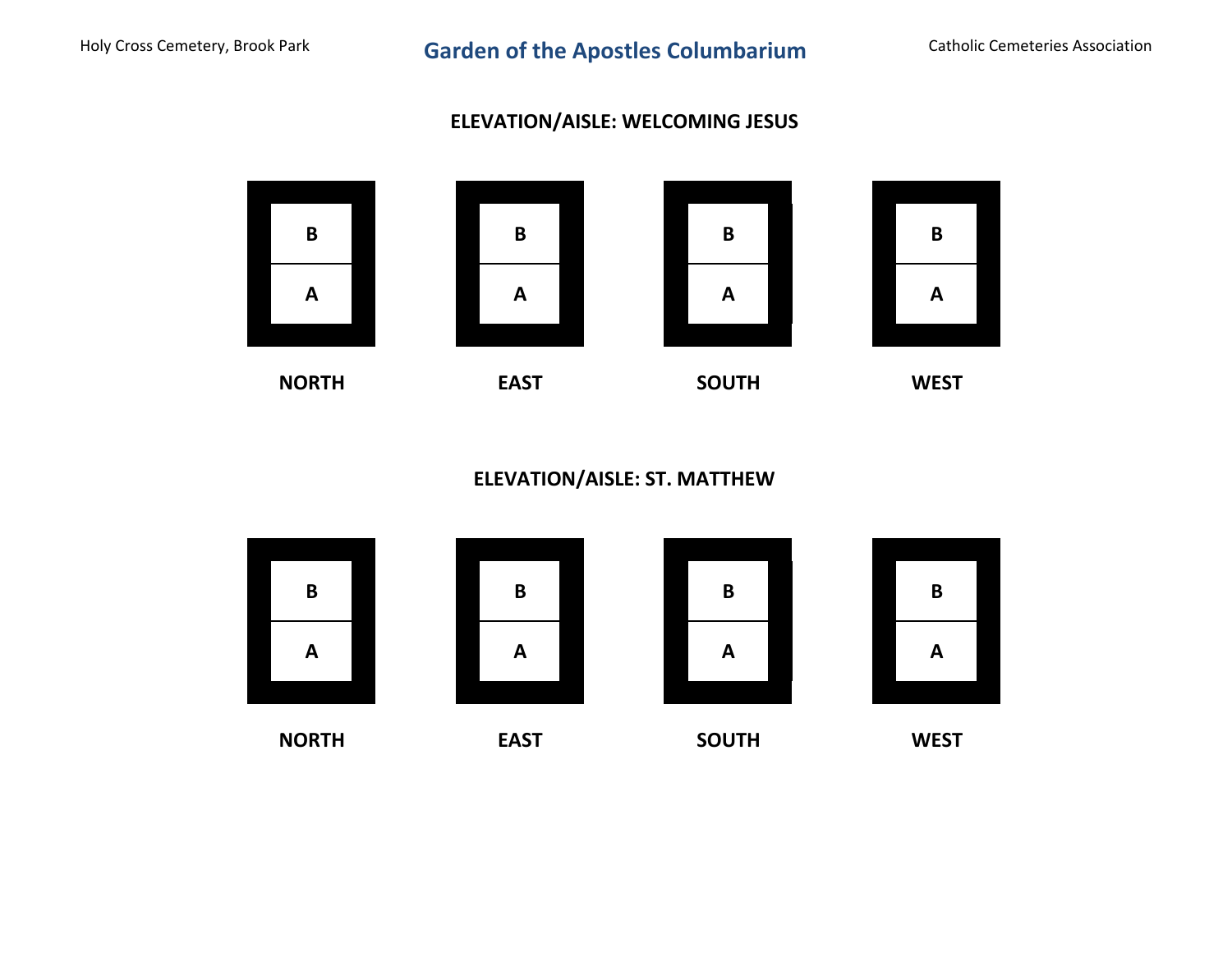# Garden of the Apostles Columbarium

Holy Cross Cemetery, Brook Park

Catholic Cemeteries Association

## ELEVATION/ASIDE: WELCOMING JESUS

| NORTH | EAST | SOUTH | WEST |
|---|---|---|---|
| B | B | B | B |
| A | A | A | A |

## ELEVATION/AISLE: ST. MATTHEW

| NORTH | EAST | SOUTH | WEST |
|---|---|---|---|
| B | B | B | B |
| A | A | A | A |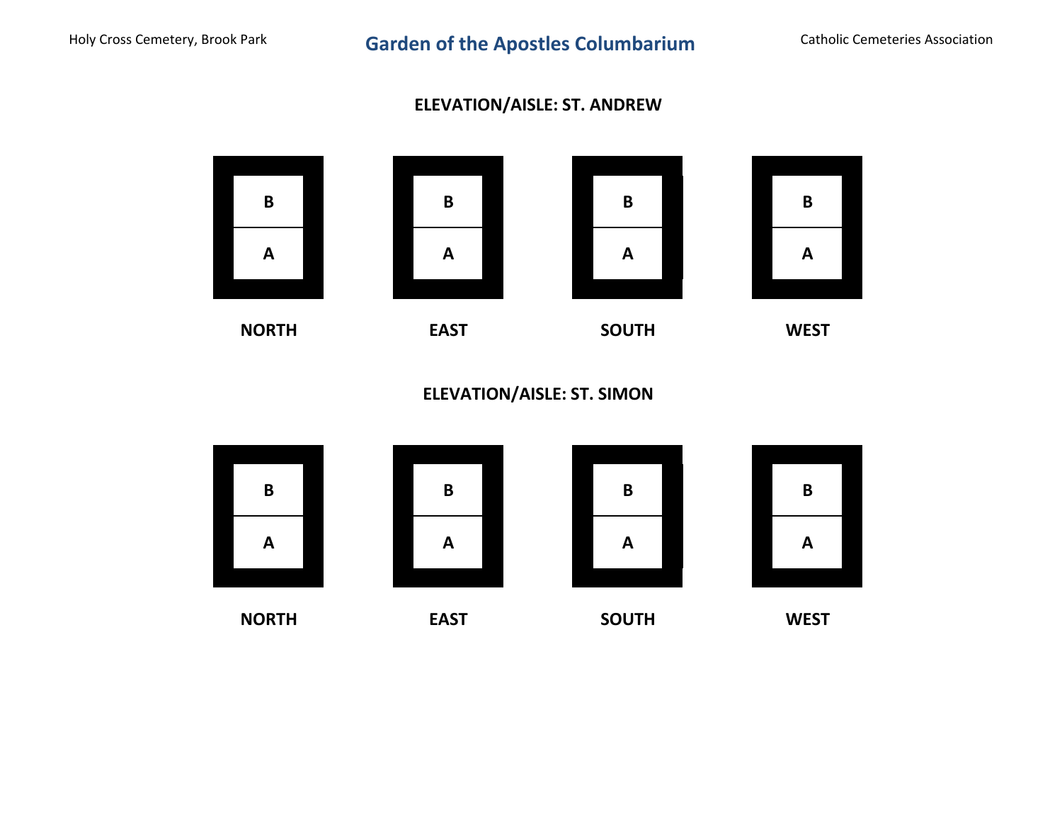# Garden of the Apostles Columbarium

Holy Cross Cemetery, Brook Park

Catholic Cemeteries Association

## ELEVATION/AISLE: ST. ANDREW

| NORTH | EAST | SOUTH | WEST |
|---|---|---|---|
| B | B | B | B |
| A | A | A | A |

## ELEVATION/AISLE: ST. SIMON

| NORTH | EAST | SOUTH | WEST |
|---|---|---|---|
| B | B | B | B |
| A | A | A | A |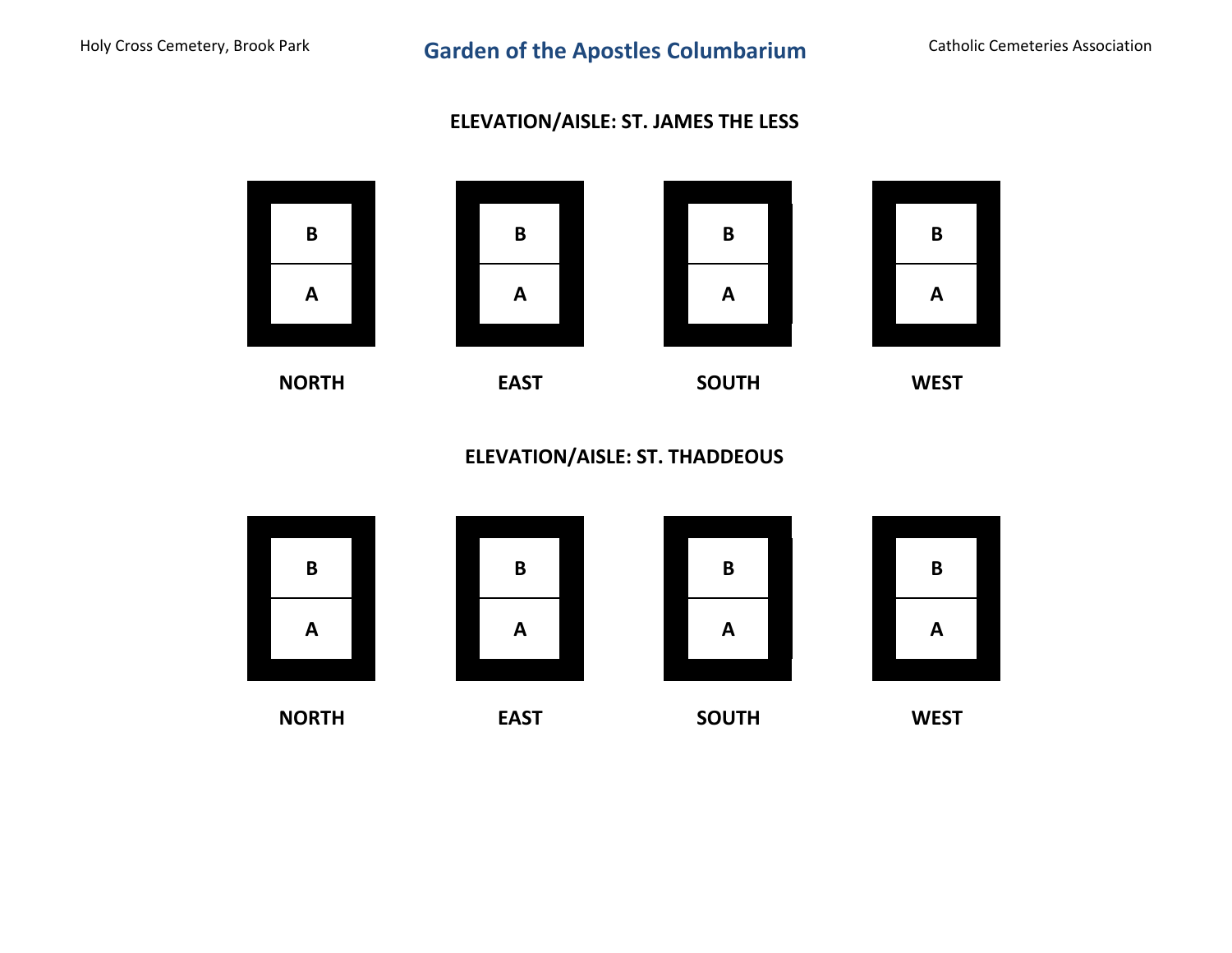# Garden of the Apostles Columbarium

Holy Cross Cemetery, Brook Park

Catholic Cemeteries Association

## ELEVATION/AISLE: ST. JAMES THE LESS

| NORTH | EAST | SOUTH | WEST |
|---|---|---|---|
| B | B | B | B |
| A | A | A | A |

## ELEVATION/AISLE: ST. THADDEOUS

| NORTH | EAST | SOUTH | WEST |
|---|---|---|---|
| B | B | B | B |
| A | A | A | A |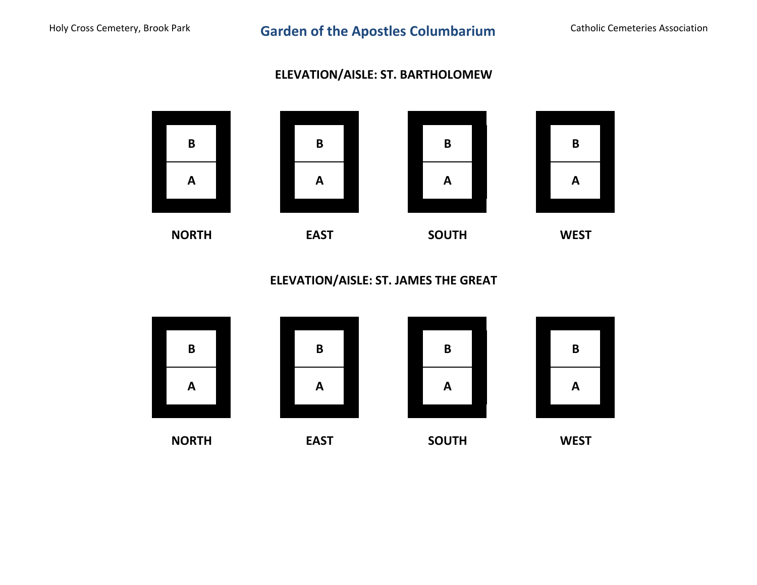# Garden of the Apostles Columbarium

Holy Cross Cemetery, Brook Park

Catholic Cemeteries Association

## ELEVATION/AISLE: ST. BARTHOLOMEW

| NORTH | EAST | SOUTH | WEST |
|---|---|---|---|
| B | B | B | B |
| A | A | A | A |

## ELEVATION/AISLE: ST. JAMES THE GREAT

| NORTH | EAST | SOUTH | WEST |
|---|---|---|---|
| B | B | B | B |
| A | A | A | A |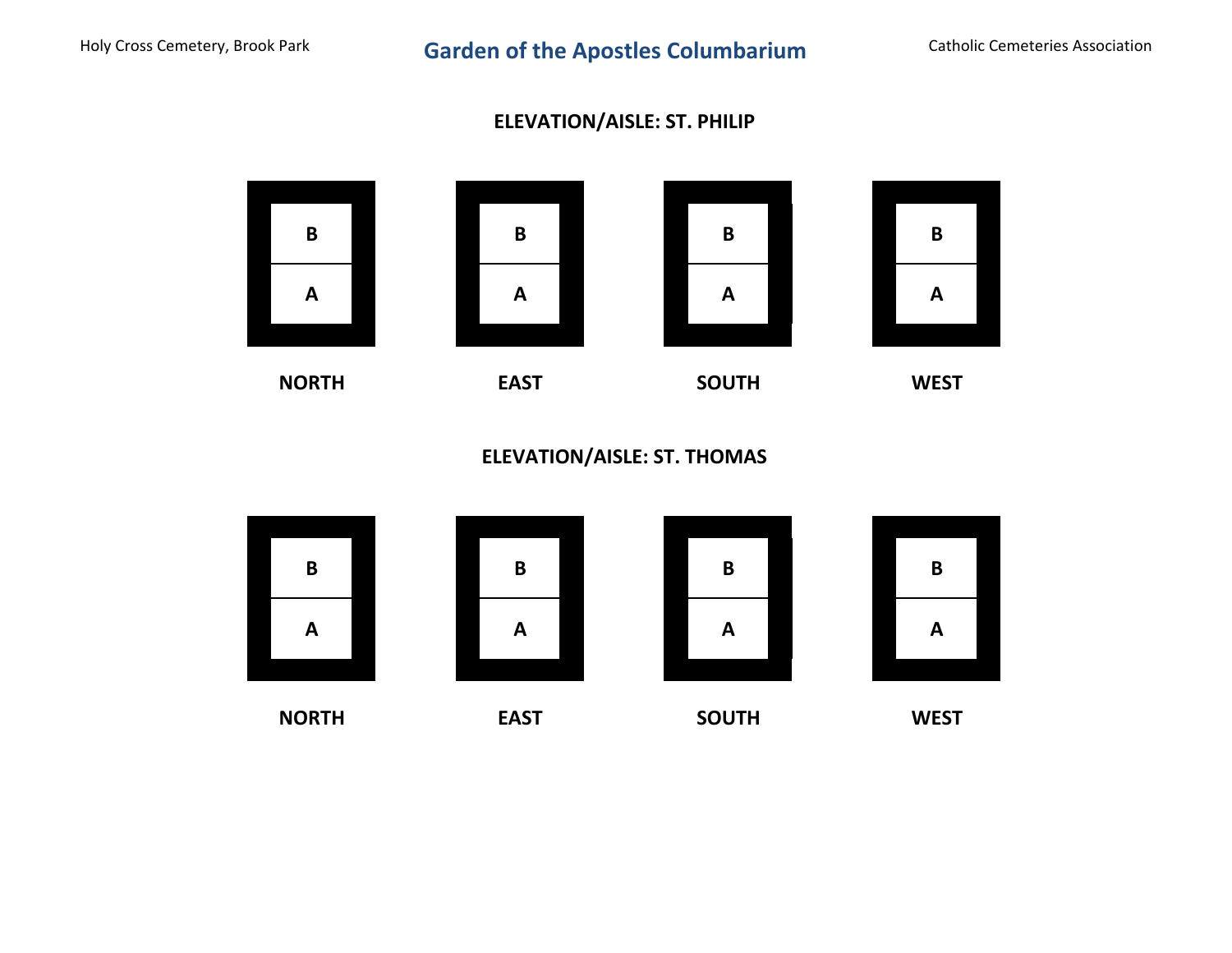# Garden of the Apostles Columbarium

Holy Cross Cemetery, Brook Park

Catholic Cemeteries Association

## ELEVATION/AISLE: ST. PHILIP

| NORTH | EAST | SOUTH | WEST |
|---|---|---|---|
| B | B | B | B |
| A | A | A | A |

## ELEVATION/AISLE: ST. THOMAS

| NORTH | EAST | SOUTH | WEST |
|---|---|---|---|
| B | B | B | B |
| A | A | A | A |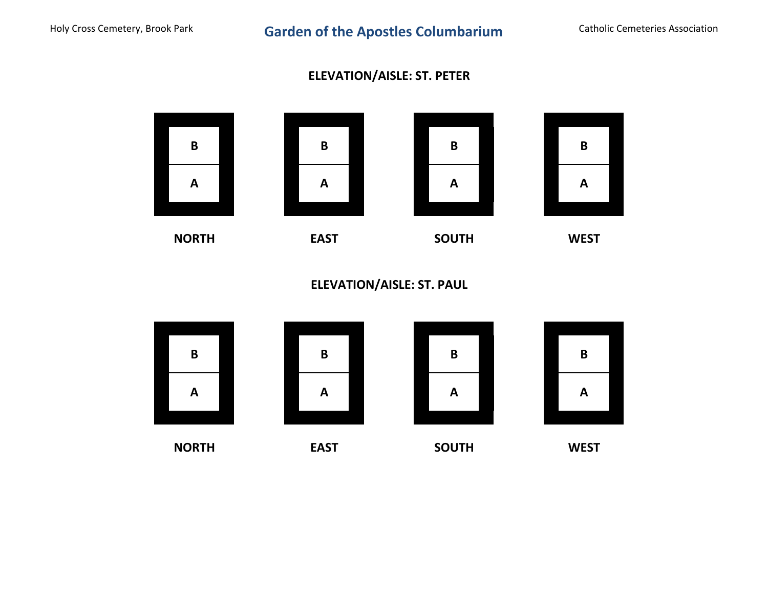Holy Cross Cemetery, Brook Park

# Garden of the Apostles Columbarium

Catholic Cemeteries Association

## ELEVATION/AISLE: ST. PETER

| NORTH | EAST | SOUTH | WEST |
|---|---|---|---|
| B | B | B | B |
| A | A | A | A |

## ELEVATION/AISLE: ST. PAUL

| NORTH | EAST | SOUTH | WEST |
|---|---|---|---|
| B | B | B | B |
| A | A | A | A |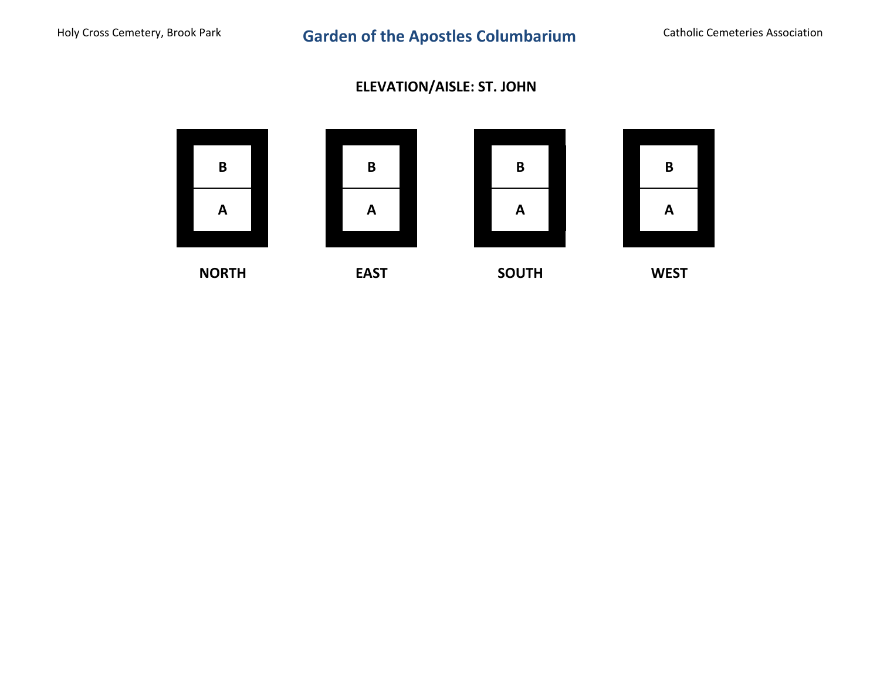# Garden of the Apostles Columbarium

Holy Cross Cemetery, Brook Park

Catholic Cemeteries Association

## ELEVATION/AISLE: ST. JOHN

| NORTH | EAST | SOUTH | WEST |
|---|---|---|---|
| B | B | B | B |
| A | A | A | A |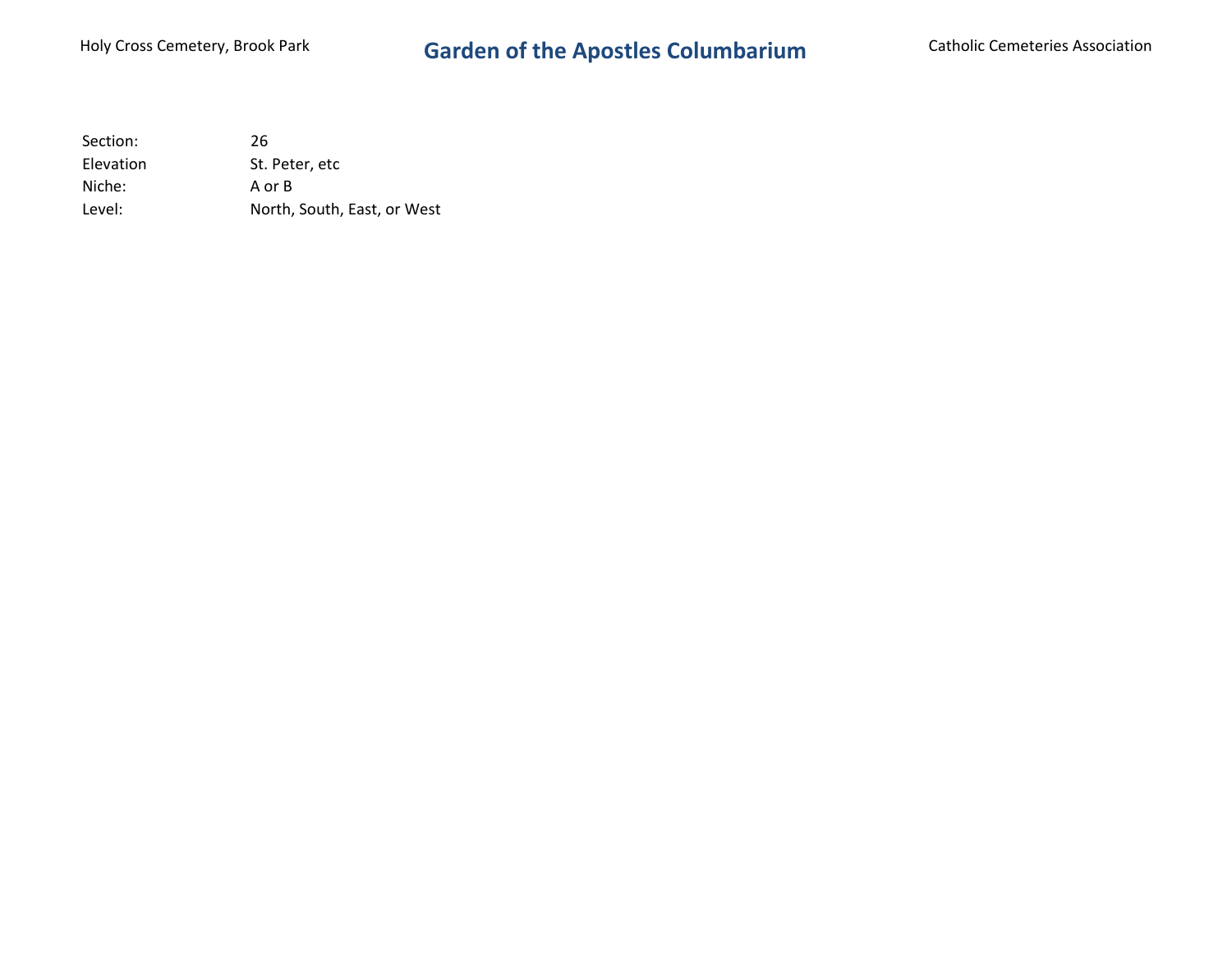Holy Cross Cemetery, Brook Park

# Garden of the Apostles Columbarium

Catholic Cemeteries Association

| | |
|---|---|
| Section: | 26 |
| Elevation | St. Peter, etc |
| Niche: | A or B |
| Level: | North, South, East, or West |